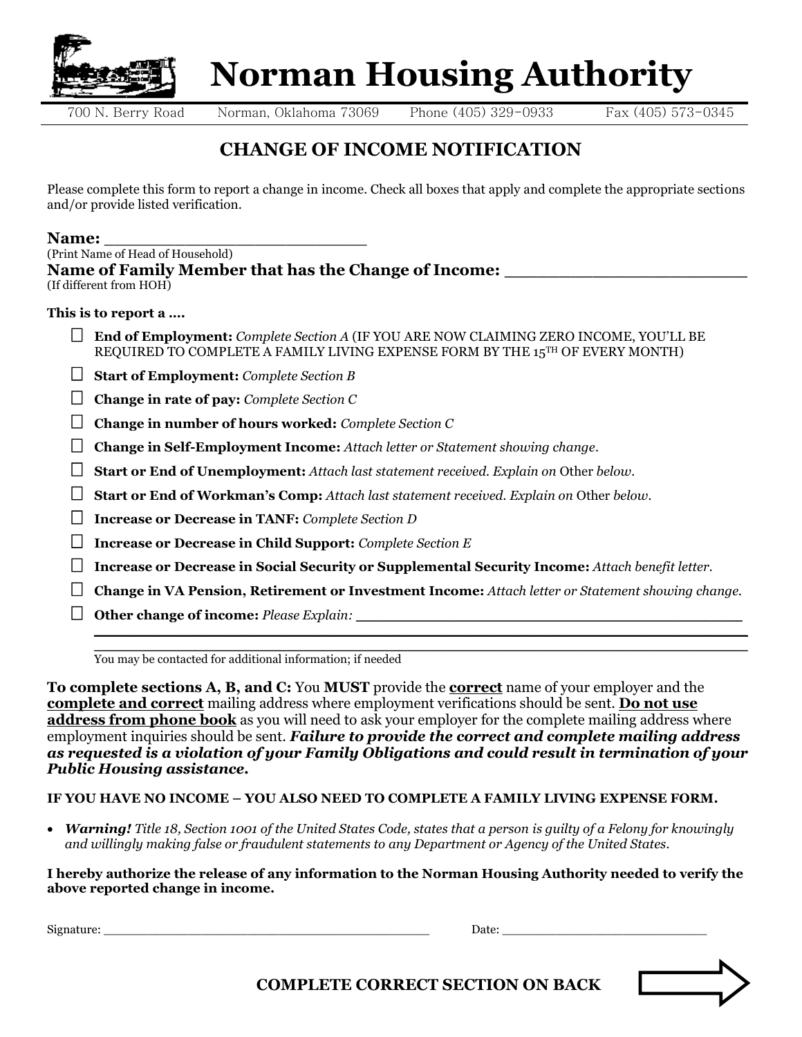# Norman Housing Authority

700 N. Berry Road Norman, Oklahoma 73069 Phone (405) 329-0933 Fax (405) 573-0345

## CHANGE OF INCOME NOTIFICATION

Please complete this form to report a change in income. Check all boxes that apply and complete the appropriate sections and/or provide listed verification.

**Name:** ____________________________
(Print Name of Head of Household)

**Name of Family Member that has the Change of Income:** ______________________
(If different from HOH)

**This is to report a ….**

- ☐ **End of Employment:** *Complete Section A* (IF YOU ARE NOW CLAIMING ZERO INCOME, YOU'LL BE REQUIRED TO COMPLETE A FAMILY LIVING EXPENSE FORM BY THE 15TH OF EVERY MONTH)
- ☐ **Start of Employment:** *Complete Section B*
- ☐ **Change in rate of pay:** *Complete Section C*
- ☐ **Change in number of hours worked:** *Complete Section C*
- ☐ **Change in Self-Employment Income:** *Attach letter or Statement showing change.*
- ☐ **Start or End of Unemployment:** *Attach last statement received. Explain on* Other *below.*
- ☐ **Start or End of Workman's Comp:** *Attach last statement received. Explain on* Other *below.*
- ☐ **Increase or Decrease in TANF:** *Complete Section D*
- ☐ **Increase or Decrease in Child Support:** *Complete Section E*
- ☐ **Increase or Decrease in Social Security or Supplemental Security Income:** *Attach benefit letter.*
- ☐ **Change in VA Pension, Retirement or Investment Income:** *Attach letter or Statement showing change.*
- ☐ **Other change of income:** *Please Explain:* ________________________________________

  ____________________________________________________________

  ____________________________________________________________

  You may be contacted for additional information; if needed

**To complete sections A, B, and C:** You **MUST** provide the **correct** name of your employer and the **complete and correct** mailing address where employment verifications should be sent. **Do not use address from phone book** as you will need to ask your employer for the complete mailing address where employment inquiries should be sent. ***Failure to provide the correct and complete mailing address as requested is a violation of your Family Obligations and could result in termination of your Public Housing assistance.***

**IF YOU HAVE NO INCOME – YOU ALSO NEED TO COMPLETE A FAMILY LIVING EXPENSE FORM.**

- ***Warning!*** *Title 18, Section 1001 of the United States Code, states that a person is guilty of a Felony for knowingly and willingly making false or fraudulent statements to any Department or Agency of the United States.*

**I hereby authorize the release of any information to the Norman Housing Authority needed to verify the above reported change in income.**

Signature: ________________________________________ Date: __________________________

**COMPLETE CORRECT SECTION ON BACK**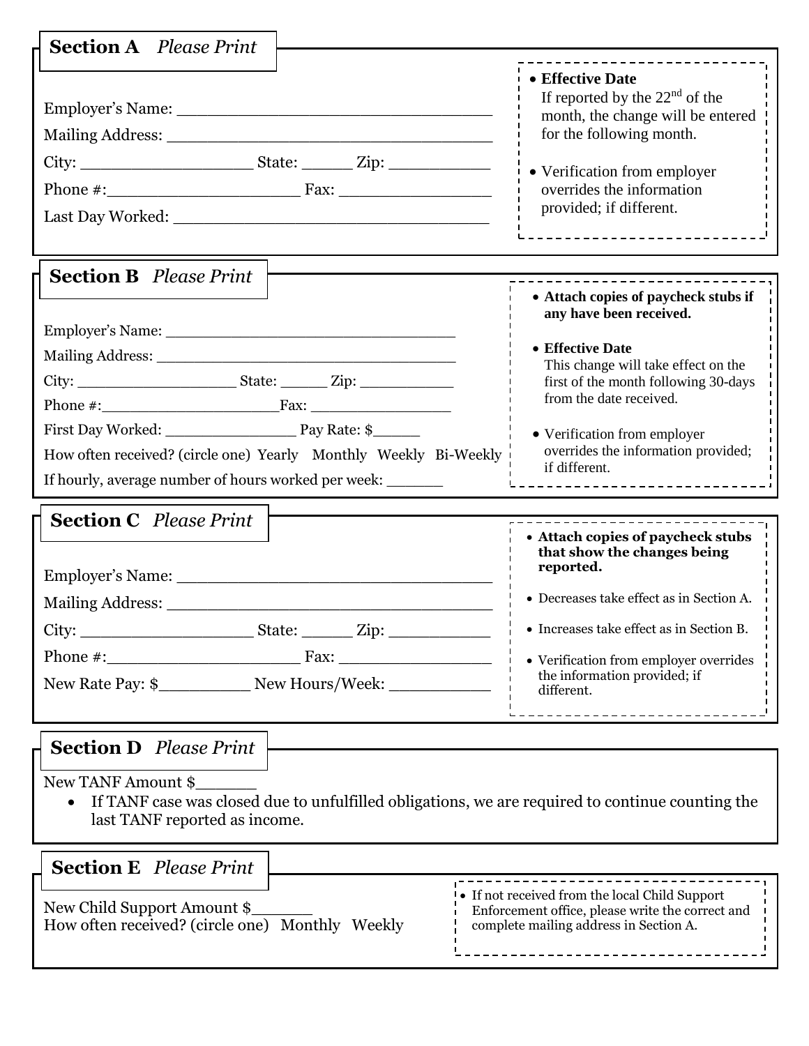## Section A *Please Print*

Employer's Name: ________________________________

Mailing Address: ________________________________

City: ________________ State: _____ Zip: __________

Phone #:__________________ Fax: ______________

Last Day Worked: ________________________________

- **Effective Date**
  If reported by the 22nd of the month, the change will be entered for the following month.
- Verification from employer overrides the information provided; if different.

## Section B *Please Print*

Employer's Name: ________________________________

Mailing Address: ________________________________

City: ________________ State: _____ Zip: __________

Phone #:__________________Fax: ______________

First Day Worked: ______________ Pay Rate: $_____

How often received? (circle one) Yearly Monthly Weekly Bi-Weekly

If hourly, average number of hours worked per week: ______

- **Attach copies of paycheck stubs if any have been received.**
- **Effective Date**
  This change will take effect on the first of the month following 30-days from the date received.
- Verification from employer overrides the information provided; if different.

## Section C *Please Print*

Employer's Name: ________________________________

Mailing Address: ________________________________

City: ________________ State: _____ Zip: __________

Phone #:__________________ Fax: ______________

New Rate Pay: $_________ New Hours/Week: __________

- **Attach copies of paycheck stubs that show the changes being reported.**
- Decreases take effect as in Section A.
- Increases take effect as in Section B.
- Verification from employer overrides the information provided; if different.

## Section D *Please Print*

New TANF Amount $______

- If TANF case was closed due to unfulfilled obligations, we are required to continue counting the last TANF reported as income.

## Section E *Please Print*

New Child Support Amount $______

How often received? (circle one) Monthly Weekly

- If not received from the local Child Support Enforcement office, please write the correct and complete mailing address in Section A.